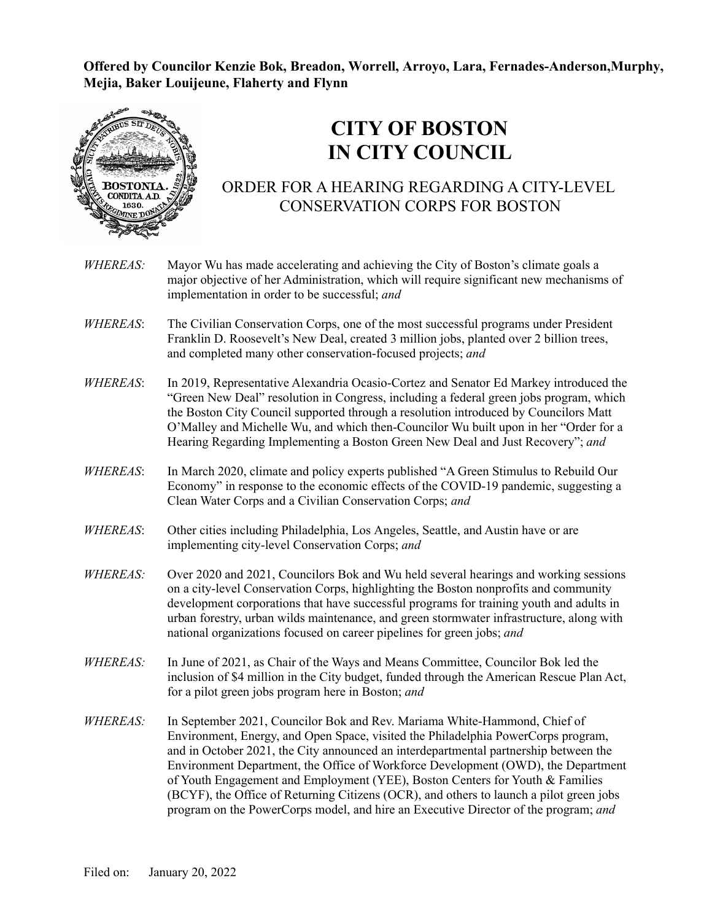**Offered by Councilor Kenzie Bok, Breadon, Worrell, Arroyo, Lara, Fernades-Anderson,Murphy, Mejia, Baker Louijeune, Flaherty and Flynn**

# CITY OF BOSTON
# IN CITY COUNCIL

## ORDER FOR A HEARING REGARDING A CITY-LEVEL CONSERVATION CORPS FOR BOSTON

*WHEREAS:* Mayor Wu has made accelerating and achieving the City of Boston's climate goals a major objective of her Administration, which will require significant new mechanisms of implementation in order to be successful; *and*

*WHEREAS*: The Civilian Conservation Corps, one of the most successful programs under President Franklin D. Roosevelt's New Deal, created 3 million jobs, planted over 2 billion trees, and completed many other conservation-focused projects; *and*

*WHEREAS*: In 2019, Representative Alexandria Ocasio-Cortez and Senator Ed Markey introduced the "Green New Deal" resolution in Congress, including a federal green jobs program, which the Boston City Council supported through a resolution introduced by Councilors Matt O'Malley and Michelle Wu, and which then-Councilor Wu built upon in her "Order for a Hearing Regarding Implementing a Boston Green New Deal and Just Recovery"; *and*

*WHEREAS*: In March 2020, climate and policy experts published "A Green Stimulus to Rebuild Our Economy" in response to the economic effects of the COVID-19 pandemic, suggesting a Clean Water Corps and a Civilian Conservation Corps; *and*

*WHEREAS*: Other cities including Philadelphia, Los Angeles, Seattle, and Austin have or are implementing city-level Conservation Corps; *and*

*WHEREAS:* Over 2020 and 2021, Councilors Bok and Wu held several hearings and working sessions on a city-level Conservation Corps, highlighting the Boston nonprofits and community development corporations that have successful programs for training youth and adults in urban forestry, urban wilds maintenance, and green stormwater infrastructure, along with national organizations focused on career pipelines for green jobs; *and*

*WHEREAS:* In June of 2021, as Chair of the Ways and Means Committee, Councilor Bok led the inclusion of $4 million in the City budget, funded through the American Rescue Plan Act, for a pilot green jobs program here in Boston; *and*

*WHEREAS:* In September 2021, Councilor Bok and Rev. Mariama White-Hammond, Chief of Environment, Energy, and Open Space, visited the Philadelphia PowerCorps program, and in October 2021, the City announced an interdepartmental partnership between the Environment Department, the Office of Workforce Development (OWD), the Department of Youth Engagement and Employment (YEE), Boston Centers for Youth & Families (BCYF), the Office of Returning Citizens (OCR), and others to launch a pilot green jobs program on the PowerCorps model, and hire an Executive Director of the program; *and*

Filed on: January 20, 2022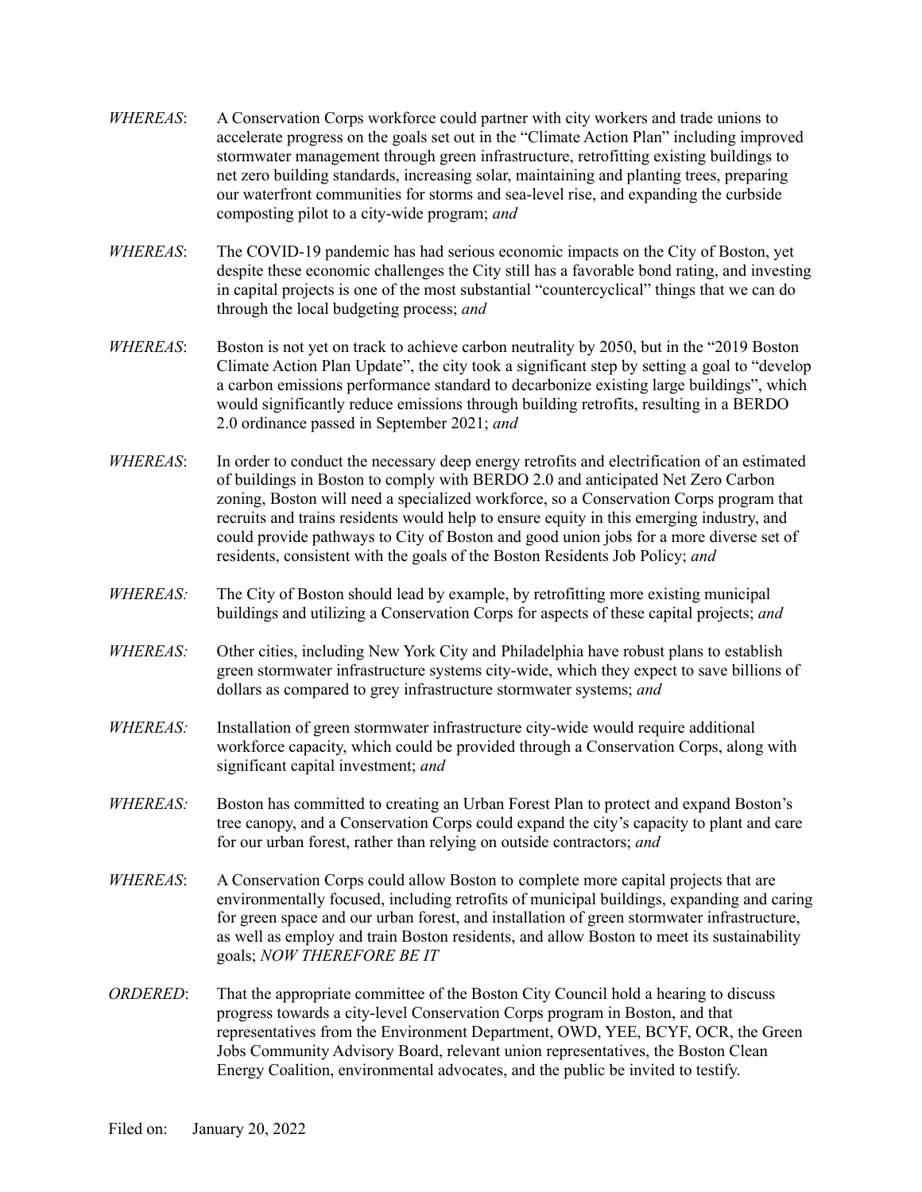*WHEREAS*: A Conservation Corps workforce could partner with city workers and trade unions to accelerate progress on the goals set out in the "Climate Action Plan" including improved stormwater management through green infrastructure, retrofitting existing buildings to net zero building standards, increasing solar, maintaining and planting trees, preparing our waterfront communities for storms and sea-level rise, and expanding the curbside composting pilot to a city-wide program; *and*

*WHEREAS*: The COVID-19 pandemic has had serious economic impacts on the City of Boston, yet despite these economic challenges the City still has a favorable bond rating, and investing in capital projects is one of the most substantial "countercyclical" things that we can do through the local budgeting process; *and*

*WHEREAS*: Boston is not yet on track to achieve carbon neutrality by 2050, but in the "2019 Boston Climate Action Plan Update", the city took a significant step by setting a goal to "develop a carbon emissions performance standard to decarbonize existing large buildings", which would significantly reduce emissions through building retrofits, resulting in a BERDO 2.0 ordinance passed in September 2021; *and*

*WHEREAS*: In order to conduct the necessary deep energy retrofits and electrification of an estimated of buildings in Boston to comply with BERDO 2.0 and anticipated Net Zero Carbon zoning, Boston will need a specialized workforce, so a Conservation Corps program that recruits and trains residents would help to ensure equity in this emerging industry, and could provide pathways to City of Boston and good union jobs for a more diverse set of residents, consistent with the goals of the Boston Residents Job Policy; *and*

*WHEREAS:* The City of Boston should lead by example, by retrofitting more existing municipal buildings and utilizing a Conservation Corps for aspects of these capital projects; *and*

*WHEREAS:* Other cities, including New York City and Philadelphia have robust plans to establish green stormwater infrastructure systems city-wide, which they expect to save billions of dollars as compared to grey infrastructure stormwater systems; *and*

*WHEREAS:* Installation of green stormwater infrastructure city-wide would require additional workforce capacity, which could be provided through a Conservation Corps, along with significant capital investment; *and*

*WHEREAS:* Boston has committed to creating an Urban Forest Plan to protect and expand Boston's tree canopy, and a Conservation Corps could expand the city's capacity to plant and care for our urban forest, rather than relying on outside contractors; *and*

*WHEREAS*: A Conservation Corps could allow Boston to complete more capital projects that are environmentally focused, including retrofits of municipal buildings, expanding and caring for green space and our urban forest, and installation of green stormwater infrastructure, as well as employ and train Boston residents, and allow Boston to meet its sustainability goals; *NOW THEREFORE BE IT*

*ORDERED*: That the appropriate committee of the Boston City Council hold a hearing to discuss progress towards a city-level Conservation Corps program in Boston, and that representatives from the Environment Department, OWD, YEE, BCYF, OCR, the Green Jobs Community Advisory Board, relevant union representatives, the Boston Clean Energy Coalition, environmental advocates, and the public be invited to testify.

Filed on: January 20, 2022